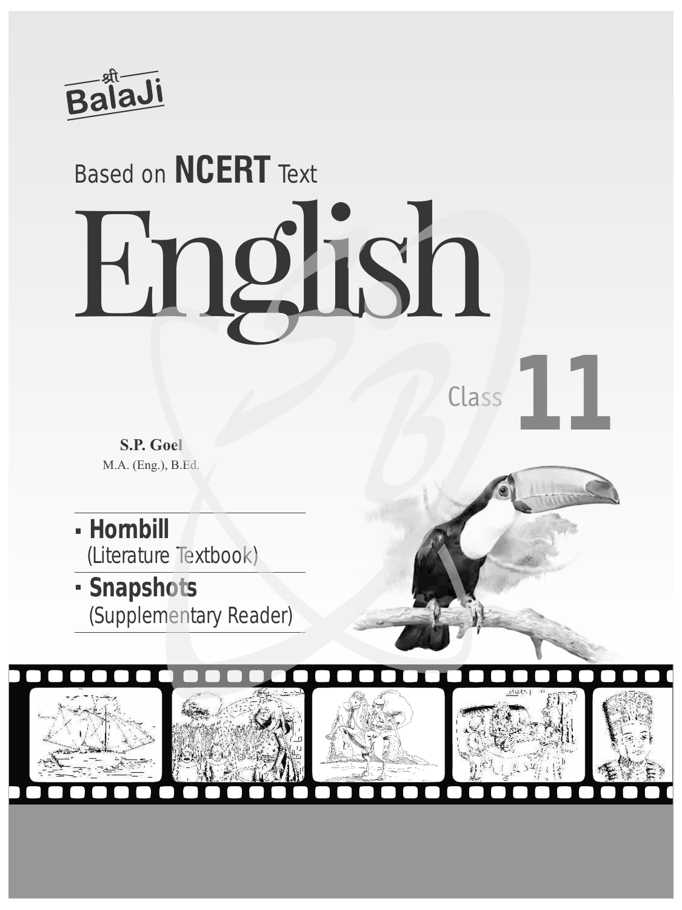श्री BalaJi

Based on **NCERT** Text

# English

Class **11**

**S.P. Goel**
M.A. (Eng.), B.Ed.

- **Hombill**
  (Literature Textbook)
- **Snapshots**
  (Supplementary Reader)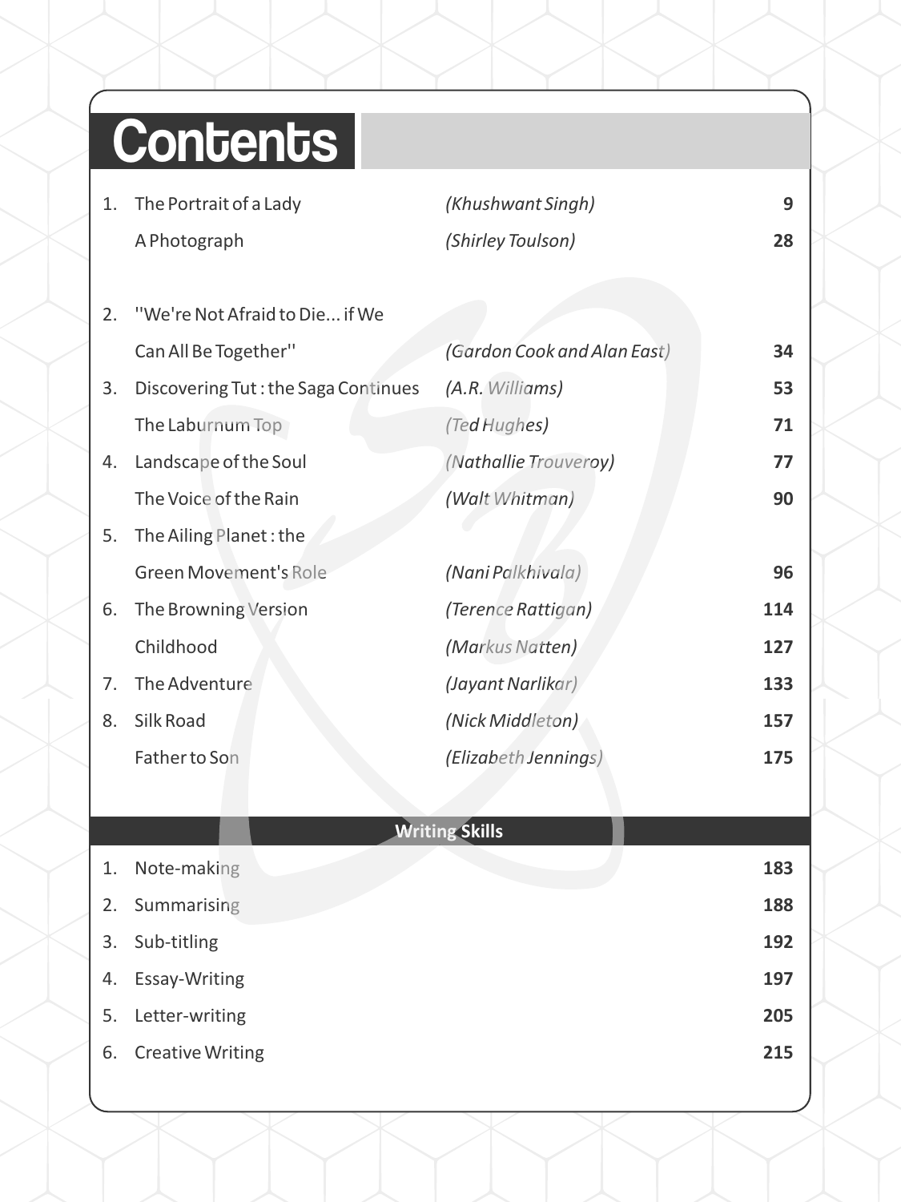# Contents

| | | | |
|---|---|---|---|
| 1. | The Portrait of a Lady | *(Khushwant Singh)* | 9 |
| | A Photograph | *(Shirley Toulson)* | 28 |
| 2. | "We're Not Afraid to Die... if We Can All Be Together" | *(Gardon Cook and Alan East)* | 34 |
| 3. | Discovering Tut : the Saga Continues | *(A.R. Williams)* | 53 |
| | The Laburnum Top | *(Ted Hughes)* | 71 |
| 4. | Landscape of the Soul | *(Nathallie Trouveroy)* | 77 |
| | The Voice of the Rain | *(Walt Whitman)* | 90 |
| 5. | The Ailing Planet : the Green Movement's Role | *(Nani Palkhivala)* | 96 |
| 6. | The Browning Version | *(Terence Rattigan)* | 114 |
| | Childhood | *(Markus Natten)* | 127 |
| 7. | The Adventure | *(Jayant Narlikar)* | 133 |
| 8. | Silk Road | *(Nick Middleton)* | 157 |
| | Father to Son | *(Elizabeth Jennings)* | 175 |

## Writing Skills

| | | |
|---|---|---|
| 1. | Note-making | 183 |
| 2. | Summarising | 188 |
| 3. | Sub-titling | 192 |
| 4. | Essay-Writing | 197 |
| 5. | Letter-writing | 205 |
| 6. | Creative Writing | 215 |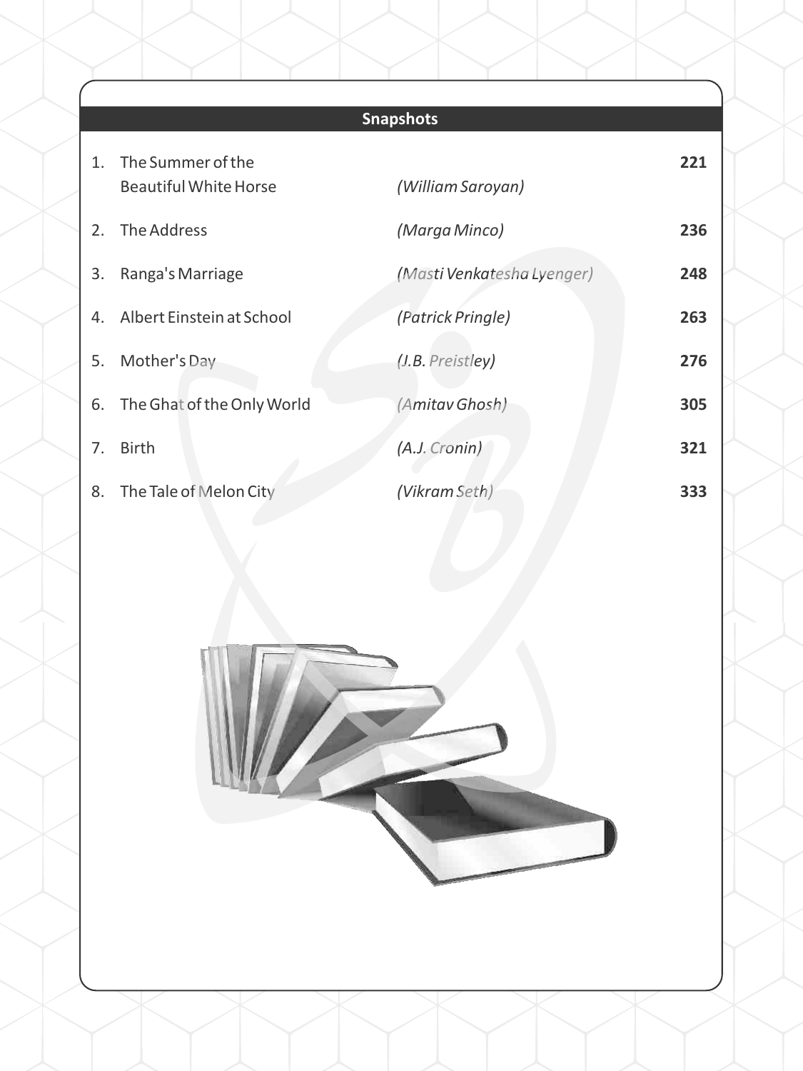## Snapshots

| | | | |
|---|---|---|---|
| 1. | The Summer of the Beautiful White Horse | *(William Saroyan)* | 221 |
| 2. | The Address | *(Marga Minco)* | 236 |
| 3. | Ranga's Marriage | *(Masti Venkatesha Lyenger)* | 248 |
| 4. | Albert Einstein at School | *(Patrick Pringle)* | 263 |
| 5. | Mother's Day | *(J.B. Preistley)* | 276 |
| 6. | The Ghat of the Only World | *(Amitav Ghosh)* | 305 |
| 7. | Birth | *(A.J. Cronin)* | 321 |
| 8. | The Tale of Melon City | *(Vikram Seth)* | 333 |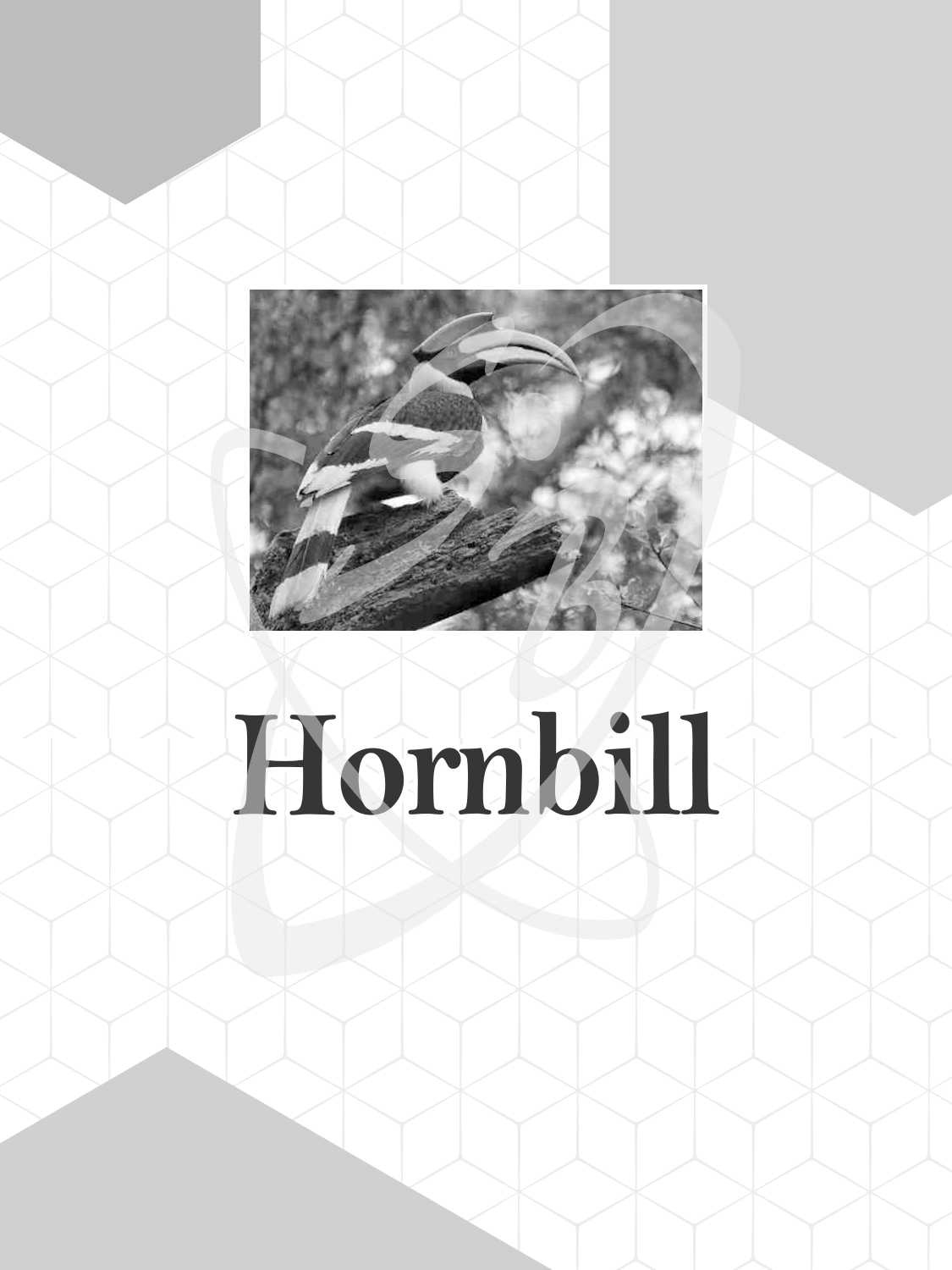# Hornbill